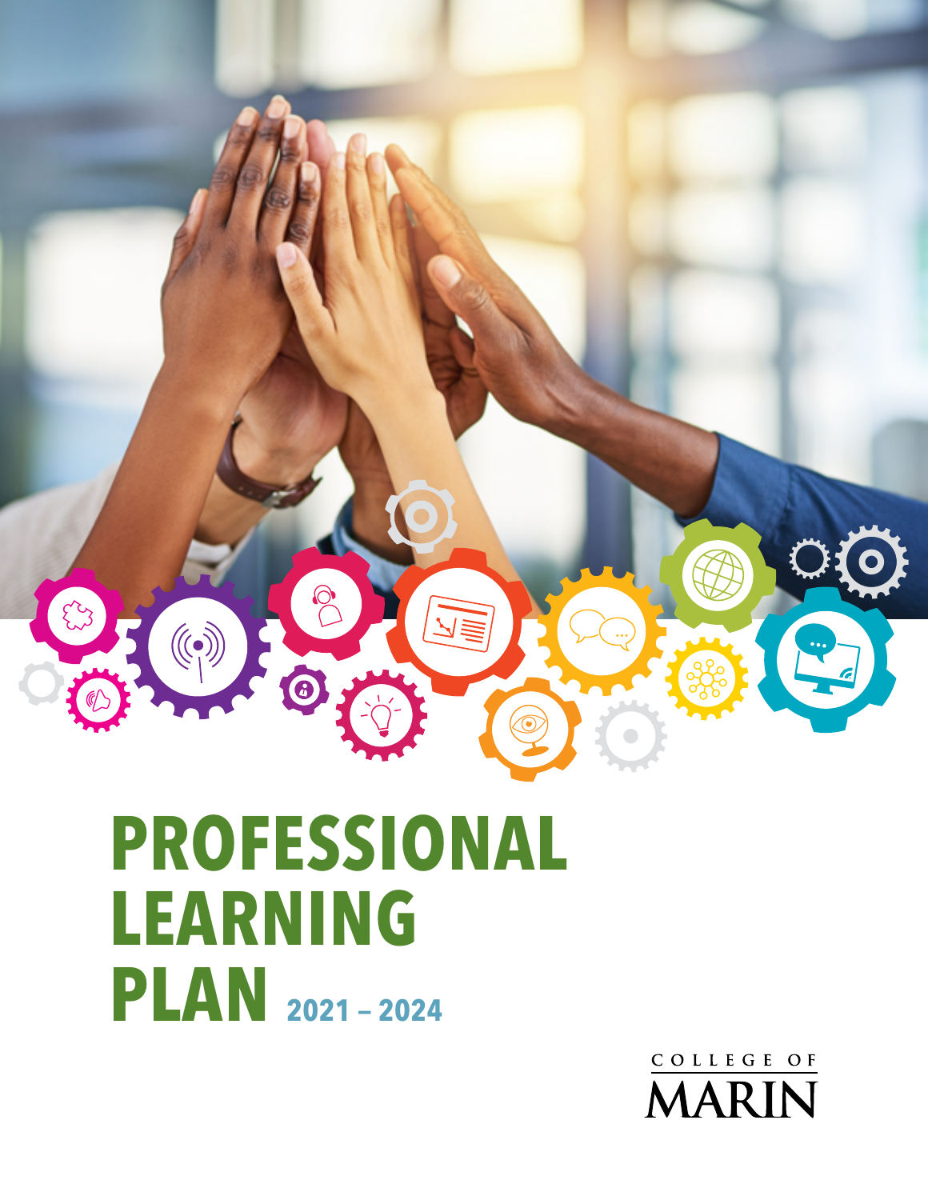# PROFESSIONAL LEARNING PLAN 2021 – 2024

COLLEGE OF MARIN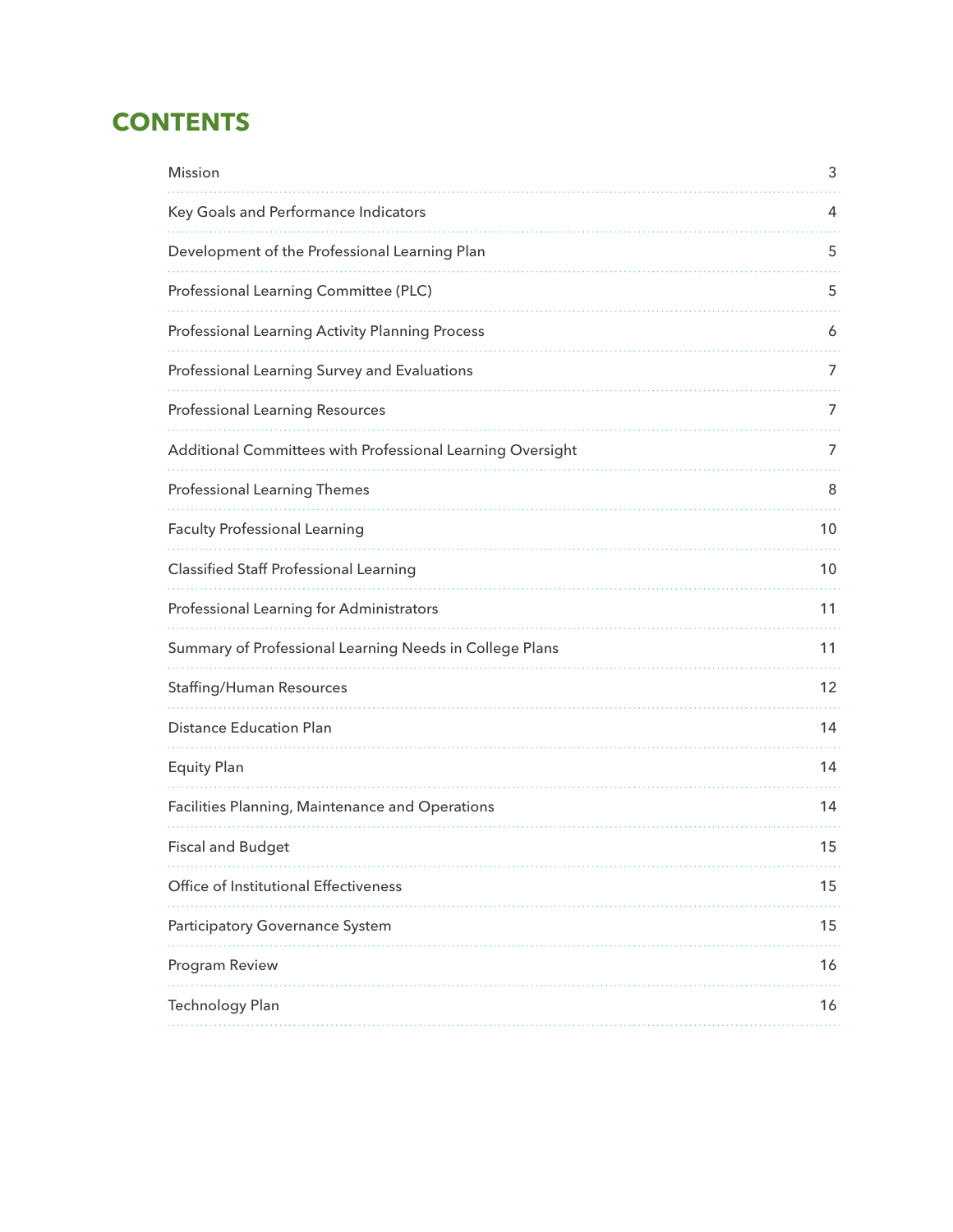# CONTENTS

| | |
|---|---|
| Mission | 3 |
| Key Goals and Performance Indicators | 4 |
| Development of the Professional Learning Plan | 5 |
| Professional Learning Committee (PLC) | 5 |
| Professional Learning Activity Planning Process | 6 |
| Professional Learning Survey and Evaluations | 7 |
| Professional Learning Resources | 7 |
| Additional Committees with Professional Learning Oversight | 7 |
| Professional Learning Themes | 8 |
| Faculty Professional Learning | 10 |
| Classified Staff Professional Learning | 10 |
| Professional Learning for Administrators | 11 |
| Summary of Professional Learning Needs in College Plans | 11 |
| Staffing/Human Resources | 12 |
| Distance Education Plan | 14 |
| Equity Plan | 14 |
| Facilities Planning, Maintenance and Operations | 14 |
| Fiscal and Budget | 15 |
| Office of Institutional Effectiveness | 15 |
| Participatory Governance System | 15 |
| Program Review | 16 |
| Technology Plan | 16 |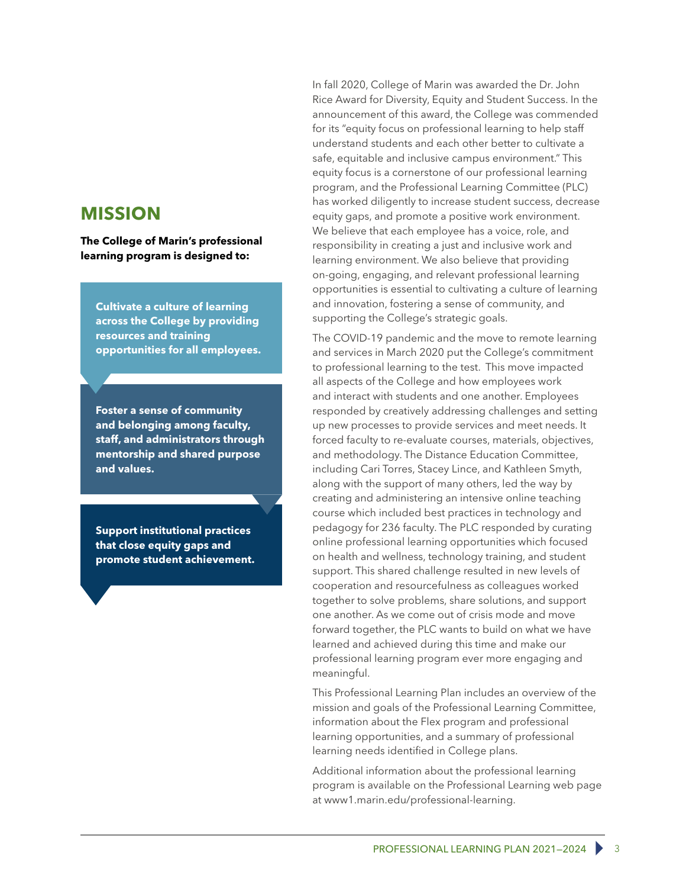## MISSION

**The College of Marin's professional learning program is designed to:**

**Cultivate a culture of learning across the College by providing resources and training opportunities for all employees.**

**Foster a sense of community and belonging among faculty, staff, and administrators through mentorship and shared purpose and values.**

**Support institutional practices that close equity gaps and promote student achievement.**

In fall 2020, College of Marin was awarded the Dr. John Rice Award for Diversity, Equity and Student Success. In the announcement of this award, the College was commended for its "equity focus on professional learning to help staff understand students and each other better to cultivate a safe, equitable and inclusive campus environment." This equity focus is a cornerstone of our professional learning program, and the Professional Learning Committee (PLC) has worked diligently to increase student success, decrease equity gaps, and promote a positive work environment. We believe that each employee has a voice, role, and responsibility in creating a just and inclusive work and learning environment. We also believe that providing on-going, engaging, and relevant professional learning opportunities is essential to cultivating a culture of learning and innovation, fostering a sense of community, and supporting the College's strategic goals.

The COVID-19 pandemic and the move to remote learning and services in March 2020 put the College's commitment to professional learning to the test. This move impacted all aspects of the College and how employees work and interact with students and one another. Employees responded by creatively addressing challenges and setting up new processes to provide services and meet needs. It forced faculty to re-evaluate courses, materials, objectives, and methodology. The Distance Education Committee, including Cari Torres, Stacey Lince, and Kathleen Smyth, along with the support of many others, led the way by creating and administering an intensive online teaching course which included best practices in technology and pedagogy for 236 faculty. The PLC responded by curating online professional learning opportunities which focused on health and wellness, technology training, and student support. This shared challenge resulted in new levels of cooperation and resourcefulness as colleagues worked together to solve problems, share solutions, and support one another. As we come out of crisis mode and move forward together, the PLC wants to build on what we have learned and achieved during this time and make our professional learning program ever more engaging and meaningful.

This Professional Learning Plan includes an overview of the mission and goals of the Professional Learning Committee, information about the Flex program and professional learning opportunities, and a summary of professional learning needs identified in College plans.

Additional information about the professional learning program is available on the Professional Learning web page at www1.marin.edu/professional-learning.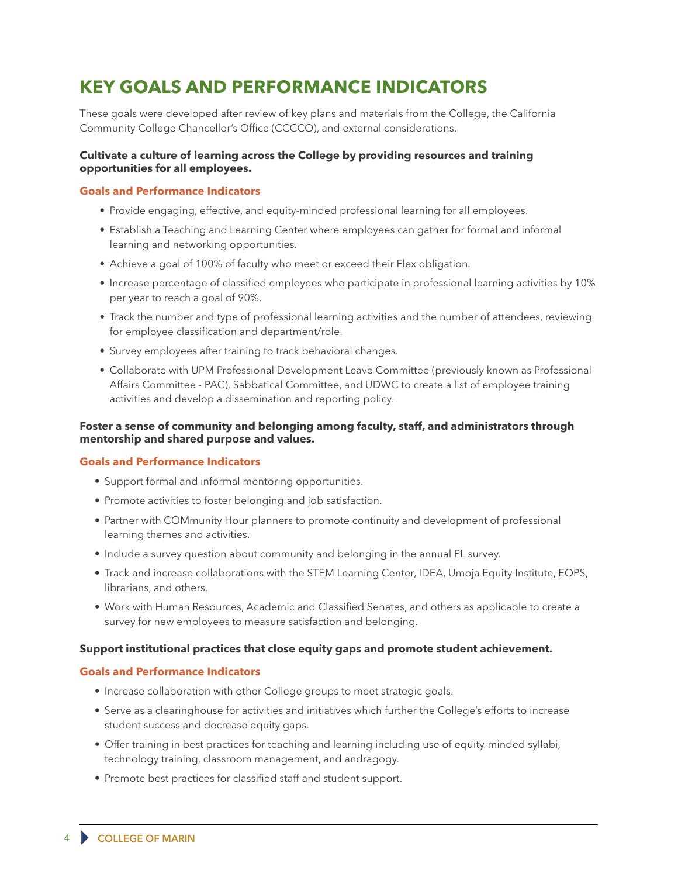# KEY GOALS AND PERFORMANCE INDICATORS

These goals were developed after review of key plans and materials from the College, the California Community College Chancellor's Office (CCCCO), and external considerations.

**Cultivate a culture of learning across the College by providing resources and training opportunities for all employees.**

### Goals and Performance Indicators

- Provide engaging, effective, and equity-minded professional learning for all employees.
- Establish a Teaching and Learning Center where employees can gather for formal and informal learning and networking opportunities.
- Achieve a goal of 100% of faculty who meet or exceed their Flex obligation.
- Increase percentage of classified employees who participate in professional learning activities by 10% per year to reach a goal of 90%.
- Track the number and type of professional learning activities and the number of attendees, reviewing for employee classification and department/role.
- Survey employees after training to track behavioral changes.
- Collaborate with UPM Professional Development Leave Committee (previously known as Professional Affairs Committee - PAC), Sabbatical Committee, and UDWC to create a list of employee training activities and develop a dissemination and reporting policy.

**Foster a sense of community and belonging among faculty, staff, and administrators through mentorship and shared purpose and values.**

### Goals and Performance Indicators

- Support formal and informal mentoring opportunities.
- Promote activities to foster belonging and job satisfaction.
- Partner with COMmunity Hour planners to promote continuity and development of professional learning themes and activities.
- Include a survey question about community and belonging in the annual PL survey.
- Track and increase collaborations with the STEM Learning Center, IDEA, Umoja Equity Institute, EOPS, librarians, and others.
- Work with Human Resources, Academic and Classified Senates, and others as applicable to create a survey for new employees to measure satisfaction and belonging.

**Support institutional practices that close equity gaps and promote student achievement.**

### Goals and Performance Indicators

- Increase collaboration with other College groups to meet strategic goals.
- Serve as a clearinghouse for activities and initiatives which further the College's efforts to increase student success and decrease equity gaps.
- Offer training in best practices for teaching and learning including use of equity-minded syllabi, technology training, classroom management, and andragogy.
- Promote best practices for classified staff and student support.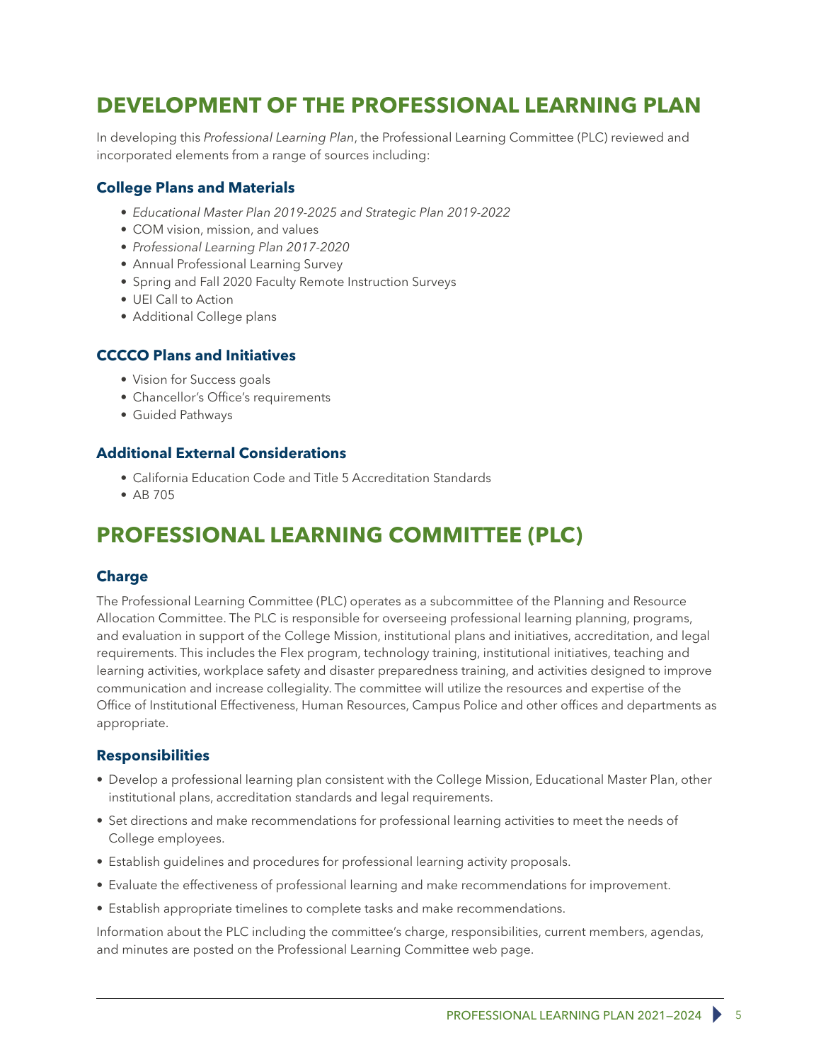# DEVELOPMENT OF THE PROFESSIONAL LEARNING PLAN

In developing this *Professional Learning Plan*, the Professional Learning Committee (PLC) reviewed and incorporated elements from a range of sources including:

### College Plans and Materials

- *Educational Master Plan 2019-2025 and Strategic Plan 2019-2022*
- COM vision, mission, and values
- *Professional Learning Plan 2017-2020*
- Annual Professional Learning Survey
- Spring and Fall 2020 Faculty Remote Instruction Surveys
- UEI Call to Action
- Additional College plans

### CCCCO Plans and Initiatives

- Vision for Success goals
- Chancellor's Office's requirements
- Guided Pathways

### Additional External Considerations

- California Education Code and Title 5 Accreditation Standards
- AB 705

# PROFESSIONAL LEARNING COMMITTEE (PLC)

### Charge

The Professional Learning Committee (PLC) operates as a subcommittee of the Planning and Resource Allocation Committee. The PLC is responsible for overseeing professional learning planning, programs, and evaluation in support of the College Mission, institutional plans and initiatives, accreditation, and legal requirements. This includes the Flex program, technology training, institutional initiatives, teaching and learning activities, workplace safety and disaster preparedness training, and activities designed to improve communication and increase collegiality. The committee will utilize the resources and expertise of the Office of Institutional Effectiveness, Human Resources, Campus Police and other offices and departments as appropriate.

### Responsibilities

- Develop a professional learning plan consistent with the College Mission, Educational Master Plan, other institutional plans, accreditation standards and legal requirements.
- Set directions and make recommendations for professional learning activities to meet the needs of College employees.
- Establish guidelines and procedures for professional learning activity proposals.
- Evaluate the effectiveness of professional learning and make recommendations for improvement.
- Establish appropriate timelines to complete tasks and make recommendations.

Information about the PLC including the committee's charge, responsibilities, current members, agendas, and minutes are posted on the Professional Learning Committee web page.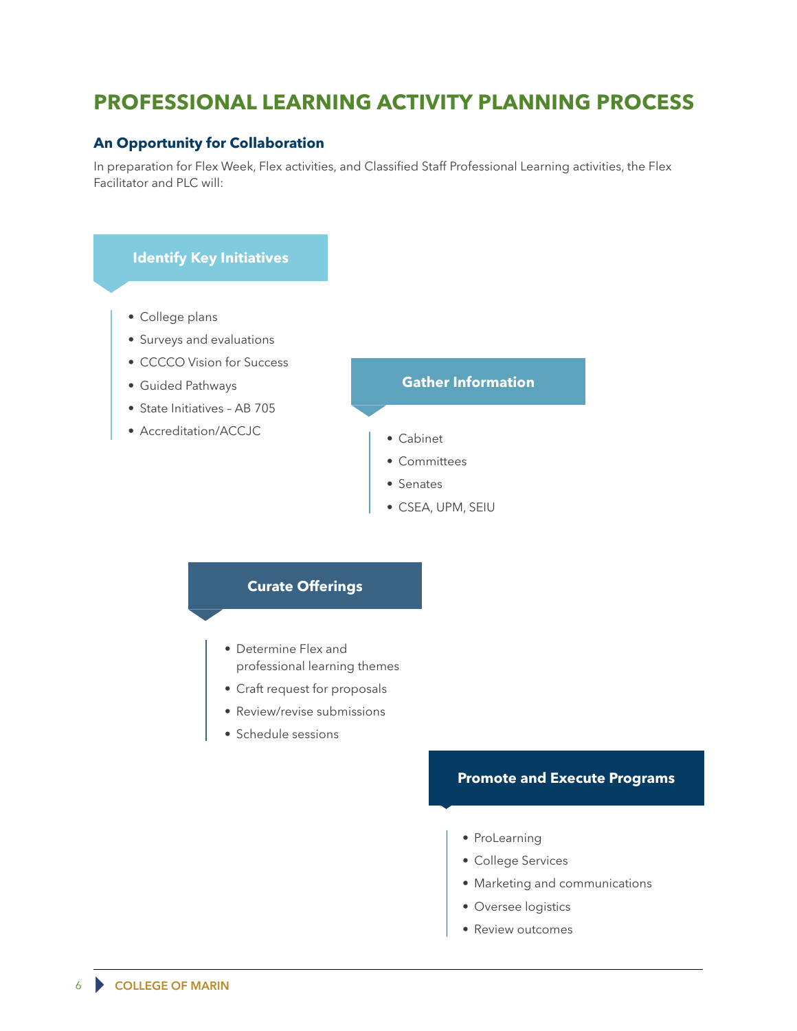# PROFESSIONAL LEARNING ACTIVITY PLANNING PROCESS

## An Opportunity for Collaboration

In preparation for Flex Week, Flex activities, and Classified Staff Professional Learning activities, the Flex Facilitator and PLC will:

### Identify Key Initiatives

- College plans
- Surveys and evaluations
- CCCCO Vision for Success
- Guided Pathways
- State Initiatives – AB 705
- Accreditation/ACCJC

### Gather Information

- Cabinet
- Committees
- Senates
- CSEA, UPM, SEIU

### Curate Offerings

- Determine Flex and professional learning themes
- Craft request for proposals
- Review/revise submissions
- Schedule sessions

### Promote and Execute Programs

- ProLearning
- College Services
- Marketing and communications
- Oversee logistics
- Review outcomes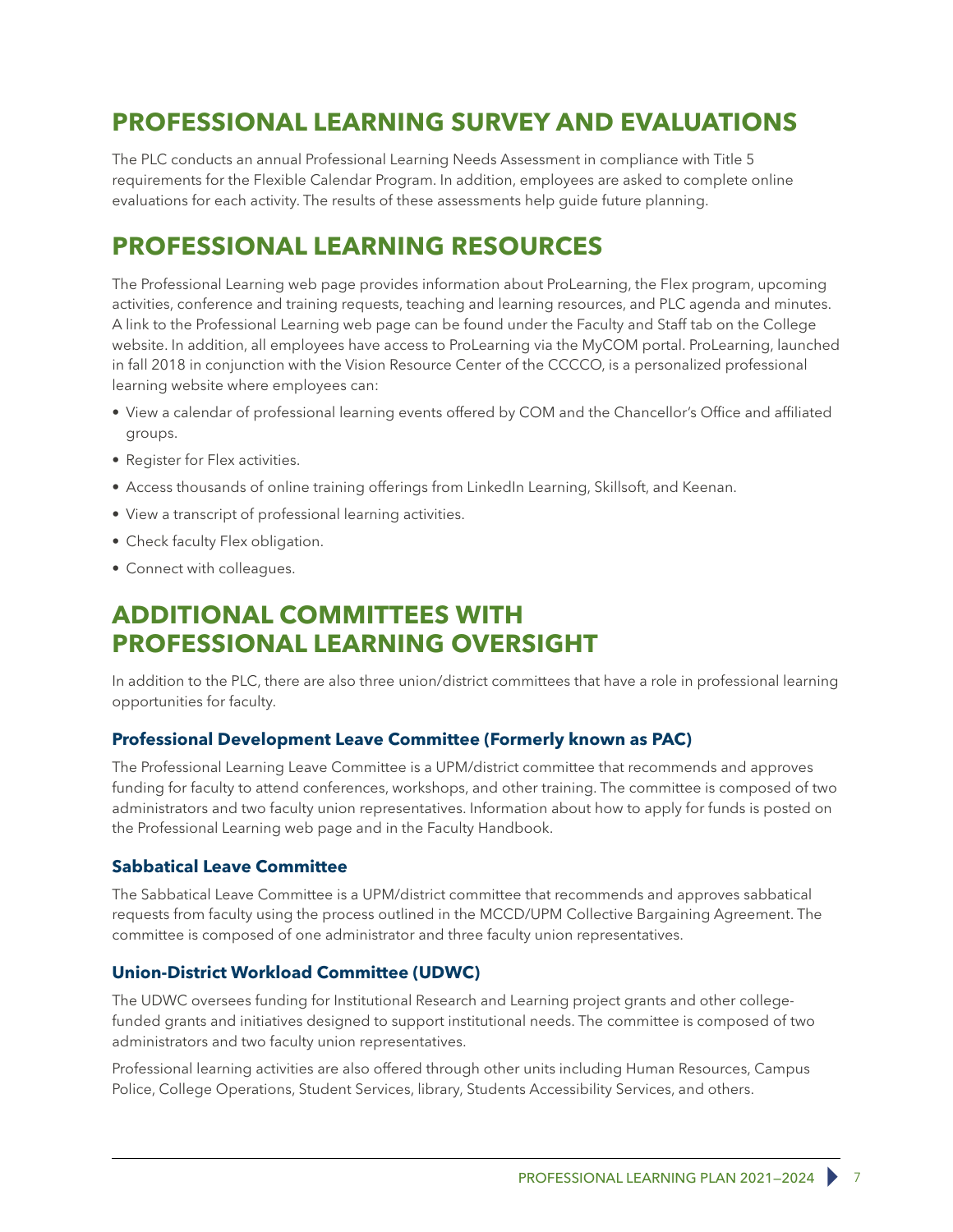## PROFESSIONAL LEARNING SURVEY AND EVALUATIONS

The PLC conducts an annual Professional Learning Needs Assessment in compliance with Title 5 requirements for the Flexible Calendar Program. In addition, employees are asked to complete online evaluations for each activity. The results of these assessments help guide future planning.

## PROFESSIONAL LEARNING RESOURCES

The Professional Learning web page provides information about ProLearning, the Flex program, upcoming activities, conference and training requests, teaching and learning resources, and PLC agenda and minutes. A link to the Professional Learning web page can be found under the Faculty and Staff tab on the College website. In addition, all employees have access to ProLearning via the MyCOM portal. ProLearning, launched in fall 2018 in conjunction with the Vision Resource Center of the CCCCO, is a personalized professional learning website where employees can:

- View a calendar of professional learning events offered by COM and the Chancellor's Office and affiliated groups.
- Register for Flex activities.
- Access thousands of online training offerings from LinkedIn Learning, Skillsoft, and Keenan.
- View a transcript of professional learning activities.
- Check faculty Flex obligation.
- Connect with colleagues.

## ADDITIONAL COMMITTEES WITH PROFESSIONAL LEARNING OVERSIGHT

In addition to the PLC, there are also three union/district committees that have a role in professional learning opportunities for faculty.

### Professional Development Leave Committee (Formerly known as PAC)

The Professional Learning Leave Committee is a UPM/district committee that recommends and approves funding for faculty to attend conferences, workshops, and other training. The committee is composed of two administrators and two faculty union representatives. Information about how to apply for funds is posted on the Professional Learning web page and in the Faculty Handbook.

### Sabbatical Leave Committee

The Sabbatical Leave Committee is a UPM/district committee that recommends and approves sabbatical requests from faculty using the process outlined in the MCCD/UPM Collective Bargaining Agreement. The committee is composed of one administrator and three faculty union representatives.

### Union-District Workload Committee (UDWC)

The UDWC oversees funding for Institutional Research and Learning project grants and other college-funded grants and initiatives designed to support institutional needs. The committee is composed of two administrators and two faculty union representatives.

Professional learning activities are also offered through other units including Human Resources, Campus Police, College Operations, Student Services, library, Students Accessibility Services, and others.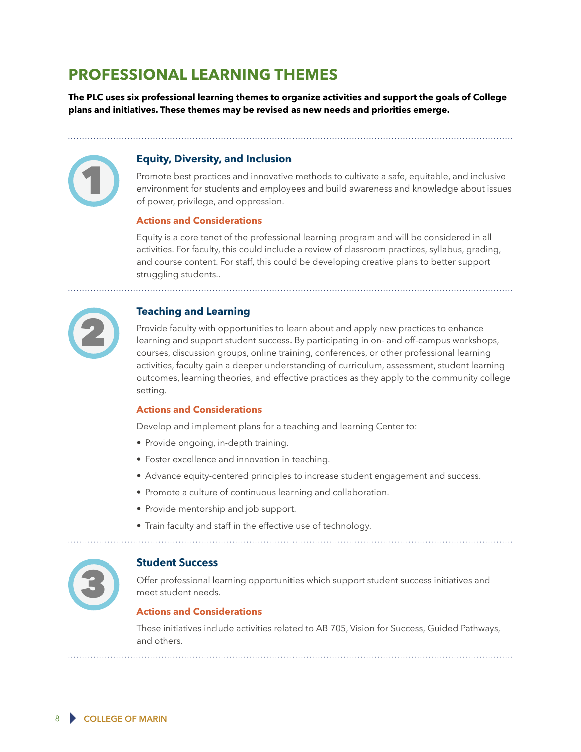# PROFESSIONAL LEARNING THEMES

**The PLC uses six professional learning themes to organize activities and support the goals of College plans and initiatives. These themes may be revised as new needs and priorities emerge.**

## 1 Equity, Diversity, and Inclusion

Promote best practices and innovative methods to cultivate a safe, equitable, and inclusive environment for students and employees and build awareness and knowledge about issues of power, privilege, and oppression.

### Actions and Considerations

Equity is a core tenet of the professional learning program and will be considered in all activities. For faculty, this could include a review of classroom practices, syllabus, grading, and course content. For staff, this could be developing creative plans to better support struggling students..

## 2 Teaching and Learning

Provide faculty with opportunities to learn about and apply new practices to enhance learning and support student success. By participating in on- and off-campus workshops, courses, discussion groups, online training, conferences, or other professional learning activities, faculty gain a deeper understanding of curriculum, assessment, student learning outcomes, learning theories, and effective practices as they apply to the community college setting.

### Actions and Considerations

Develop and implement plans for a teaching and learning Center to:

- Provide ongoing, in-depth training.
- Foster excellence and innovation in teaching.
- Advance equity-centered principles to increase student engagement and success.
- Promote a culture of continuous learning and collaboration.
- Provide mentorship and job support.
- Train faculty and staff in the effective use of technology.

## 3 Student Success

Offer professional learning opportunities which support student success initiatives and meet student needs.

### Actions and Considerations

These initiatives include activities related to AB 705, Vision for Success, Guided Pathways, and others.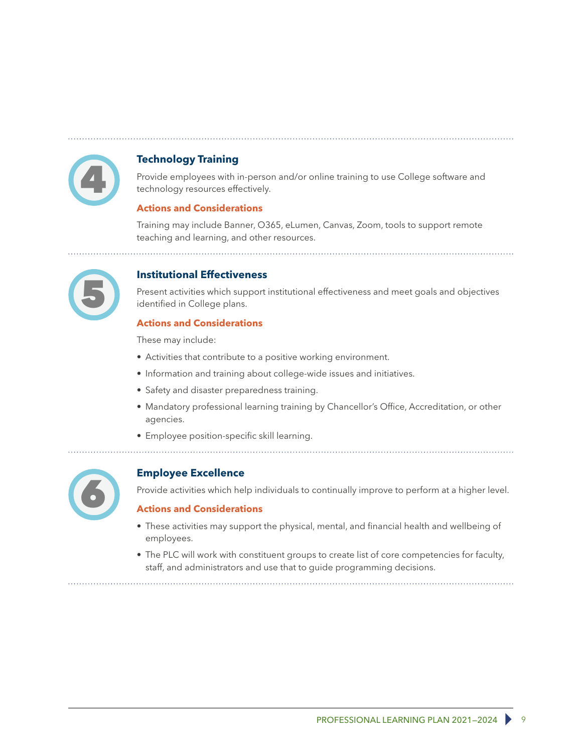## 4 Technology Training

Provide employees with in-person and/or online training to use College software and technology resources effectively.

### Actions and Considerations

Training may include Banner, O365, eLumen, Canvas, Zoom, tools to support remote teaching and learning, and other resources.

## 5 Institutional Effectiveness

Present activities which support institutional effectiveness and meet goals and objectives identified in College plans.

### Actions and Considerations

These may include:

- Activities that contribute to a positive working environment.
- Information and training about college-wide issues and initiatives.
- Safety and disaster preparedness training.
- Mandatory professional learning training by Chancellor's Office, Accreditation, or other agencies.
- Employee position-specific skill learning.

## 6 Employee Excellence

Provide activities which help individuals to continually improve to perform at a higher level.

### Actions and Considerations

- These activities may support the physical, mental, and financial health and wellbeing of employees.
- The PLC will work with constituent groups to create list of core competencies for faculty, staff, and administrators and use that to guide programming decisions.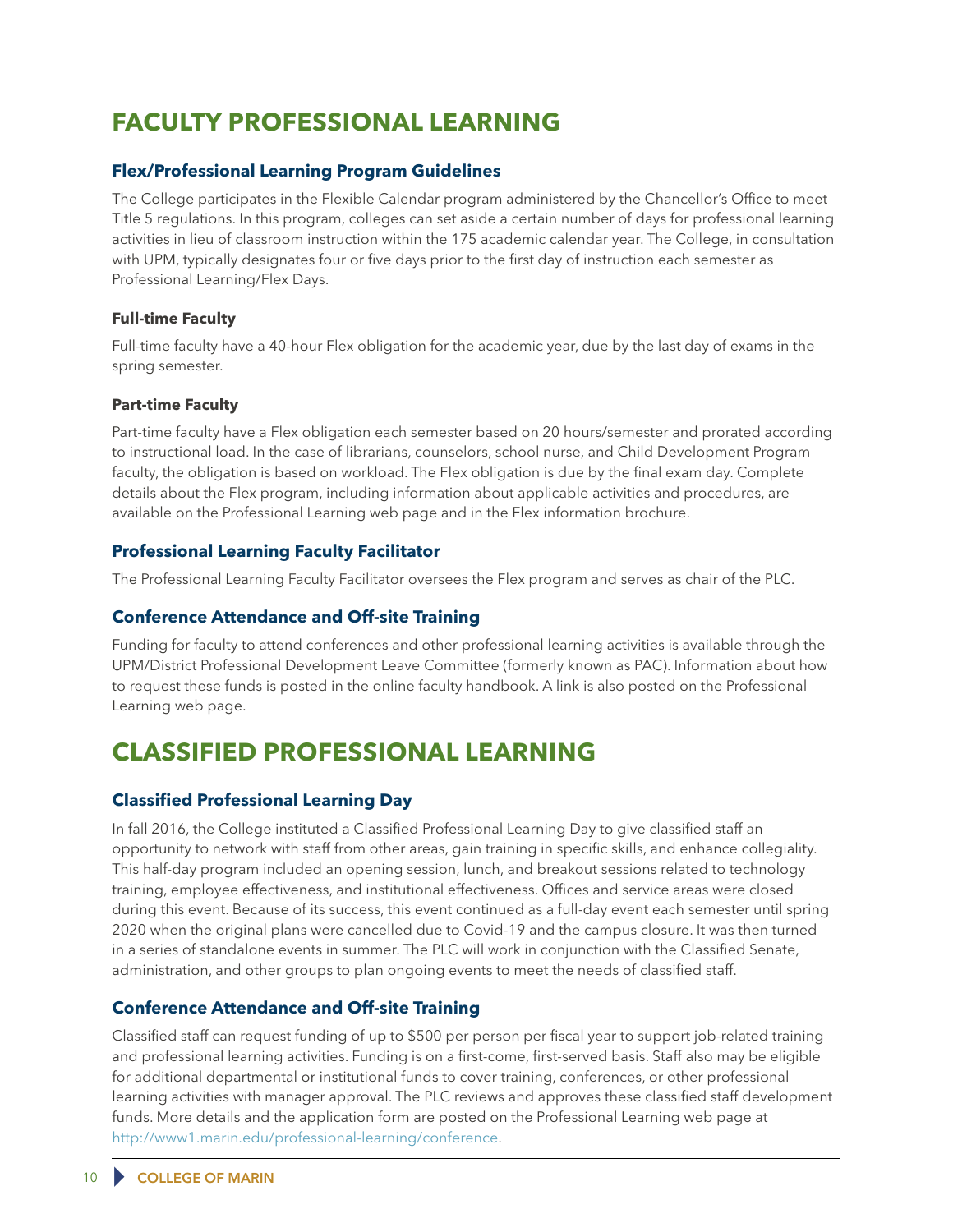# FACULTY PROFESSIONAL LEARNING

## Flex/Professional Learning Program Guidelines

The College participates in the Flexible Calendar program administered by the Chancellor's Office to meet Title 5 regulations. In this program, colleges can set aside a certain number of days for professional learning activities in lieu of classroom instruction within the 175 academic calendar year. The College, in consultation with UPM, typically designates four or five days prior to the first day of instruction each semester as Professional Learning/Flex Days.

### Full-time Faculty

Full-time faculty have a 40-hour Flex obligation for the academic year, due by the last day of exams in the spring semester.

### Part-time Faculty

Part-time faculty have a Flex obligation each semester based on 20 hours/semester and prorated according to instructional load. In the case of librarians, counselors, school nurse, and Child Development Program faculty, the obligation is based on workload. The Flex obligation is due by the final exam day. Complete details about the Flex program, including information about applicable activities and procedures, are available on the Professional Learning web page and in the Flex information brochure.

## Professional Learning Faculty Facilitator

The Professional Learning Faculty Facilitator oversees the Flex program and serves as chair of the PLC.

## Conference Attendance and Off-site Training

Funding for faculty to attend conferences and other professional learning activities is available through the UPM/District Professional Development Leave Committee (formerly known as PAC). Information about how to request these funds is posted in the online faculty handbook. A link is also posted on the Professional Learning web page.

# CLASSIFIED PROFESSIONAL LEARNING

## Classified Professional Learning Day

In fall 2016, the College instituted a Classified Professional Learning Day to give classified staff an opportunity to network with staff from other areas, gain training in specific skills, and enhance collegiality. This half-day program included an opening session, lunch, and breakout sessions related to technology training, employee effectiveness, and institutional effectiveness. Offices and service areas were closed during this event. Because of its success, this event continued as a full-day event each semester until spring 2020 when the original plans were cancelled due to Covid-19 and the campus closure. It was then turned in a series of standalone events in summer. The PLC will work in conjunction with the Classified Senate, administration, and other groups to plan ongoing events to meet the needs of classified staff.

## Conference Attendance and Off-site Training

Classified staff can request funding of up to $500 per person per fiscal year to support job-related training and professional learning activities. Funding is on a first-come, first-served basis. Staff also may be eligible for additional departmental or institutional funds to cover training, conferences, or other professional learning activities with manager approval. The PLC reviews and approves these classified staff development funds. More details and the application form are posted on the Professional Learning web page at http://www1.marin.edu/professional-learning/conference.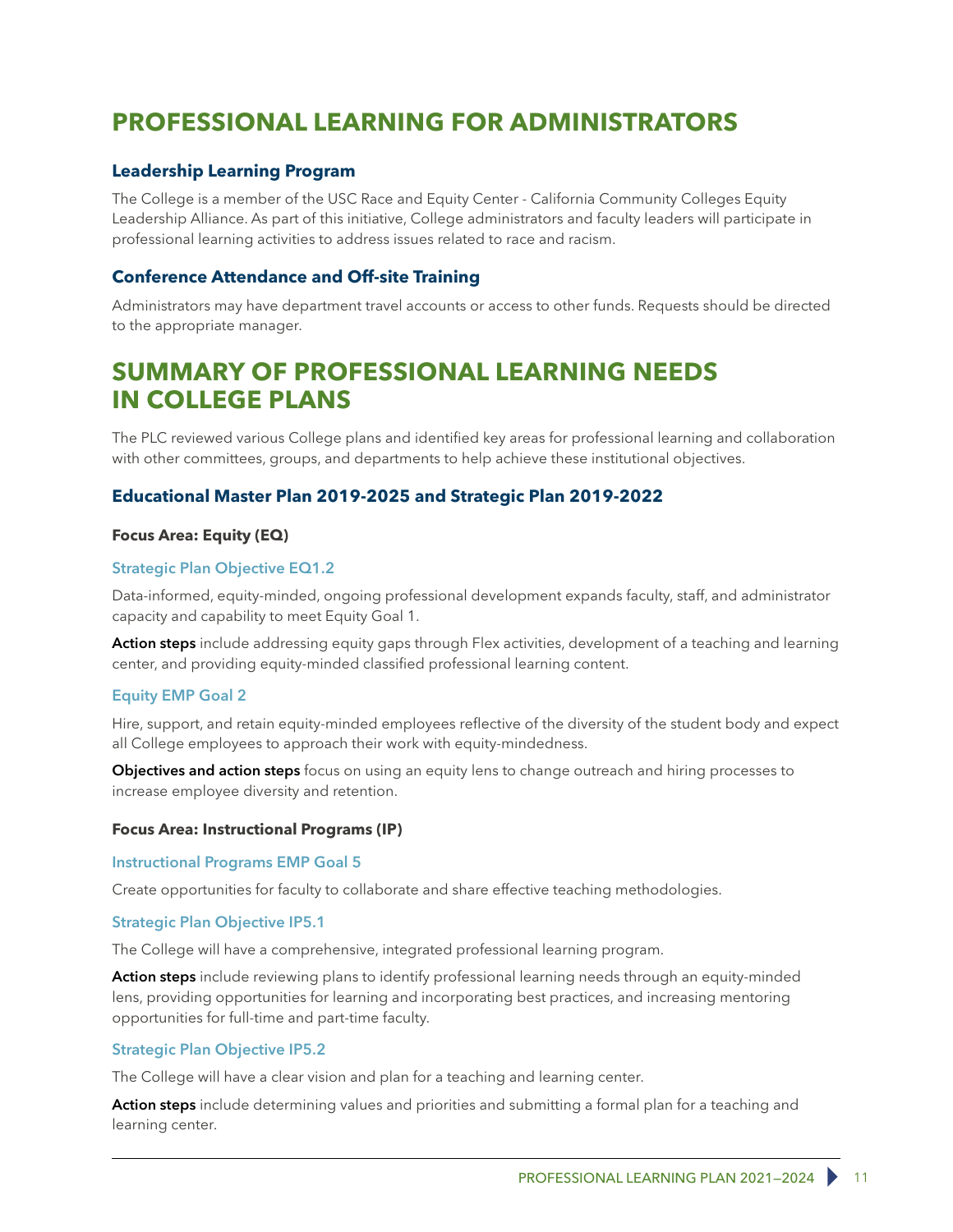# PROFESSIONAL LEARNING FOR ADMINISTRATORS

### Leadership Learning Program

The College is a member of the USC Race and Equity Center - California Community Colleges Equity Leadership Alliance. As part of this initiative, College administrators and faculty leaders will participate in professional learning activities to address issues related to race and racism.

### Conference Attendance and Off-site Training

Administrators may have department travel accounts or access to other funds. Requests should be directed to the appropriate manager.

# SUMMARY OF PROFESSIONAL LEARNING NEEDS IN COLLEGE PLANS

The PLC reviewed various College plans and identified key areas for professional learning and collaboration with other committees, groups, and departments to help achieve these institutional objectives.

### Educational Master Plan 2019-2025 and Strategic Plan 2019-2022

**Focus Area: Equity (EQ)**

#### Strategic Plan Objective EQ1.2

Data-informed, equity-minded, ongoing professional development expands faculty, staff, and administrator capacity and capability to meet Equity Goal 1.

**Action steps** include addressing equity gaps through Flex activities, development of a teaching and learning center, and providing equity-minded classified professional learning content.

#### Equity EMP Goal 2

Hire, support, and retain equity-minded employees reflective of the diversity of the student body and expect all College employees to approach their work with equity-mindedness.

**Objectives and action steps** focus on using an equity lens to change outreach and hiring processes to increase employee diversity and retention.

**Focus Area: Instructional Programs (IP)**

#### Instructional Programs EMP Goal 5

Create opportunities for faculty to collaborate and share effective teaching methodologies.

#### Strategic Plan Objective IP5.1

The College will have a comprehensive, integrated professional learning program.

**Action steps** include reviewing plans to identify professional learning needs through an equity-minded lens, providing opportunities for learning and incorporating best practices, and increasing mentoring opportunities for full-time and part-time faculty.

#### Strategic Plan Objective IP5.2

The College will have a clear vision and plan for a teaching and learning center.

**Action steps** include determining values and priorities and submitting a formal plan for a teaching and learning center.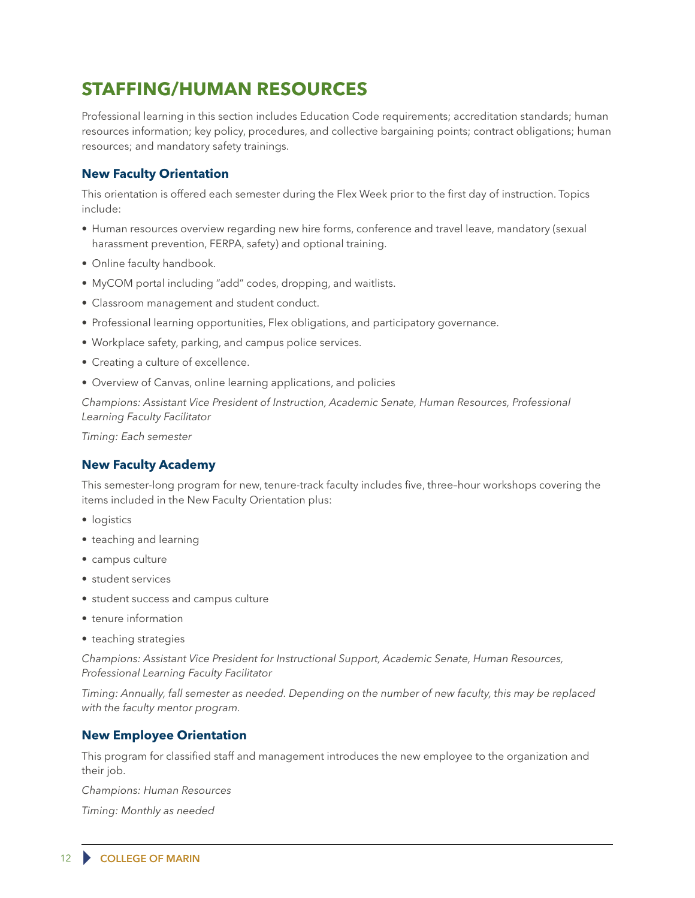# STAFFING/HUMAN RESOURCES

Professional learning in this section includes Education Code requirements; accreditation standards; human resources information; key policy, procedures, and collective bargaining points; contract obligations; human resources; and mandatory safety trainings.

### New Faculty Orientation

This orientation is offered each semester during the Flex Week prior to the first day of instruction. Topics include:

- Human resources overview regarding new hire forms, conference and travel leave, mandatory (sexual harassment prevention, FERPA, safety) and optional training.
- Online faculty handbook.
- MyCOM portal including "add" codes, dropping, and waitlists.
- Classroom management and student conduct.
- Professional learning opportunities, Flex obligations, and participatory governance.
- Workplace safety, parking, and campus police services.
- Creating a culture of excellence.
- Overview of Canvas, online learning applications, and policies

*Champions: Assistant Vice President of Instruction, Academic Senate, Human Resources, Professional Learning Faculty Facilitator*

*Timing: Each semester*

### New Faculty Academy

This semester-long program for new, tenure-track faculty includes five, three–hour workshops covering the items included in the New Faculty Orientation plus:

- logistics
- teaching and learning
- campus culture
- student services
- student success and campus culture
- tenure information
- teaching strategies

*Champions: Assistant Vice President for Instructional Support, Academic Senate, Human Resources, Professional Learning Faculty Facilitator*

*Timing: Annually, fall semester as needed. Depending on the number of new faculty, this may be replaced with the faculty mentor program.*

### New Employee Orientation

This program for classified staff and management introduces the new employee to the organization and their job.

*Champions: Human Resources*

*Timing: Monthly as needed*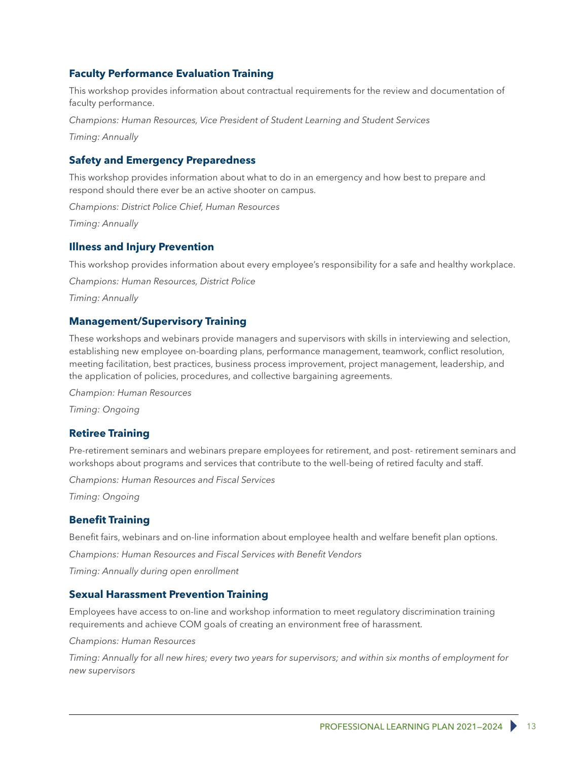### Faculty Performance Evaluation Training

This workshop provides information about contractual requirements for the review and documentation of faculty performance.

*Champions: Human Resources, Vice President of Student Learning and Student Services*

*Timing: Annually*

### Safety and Emergency Preparedness

This workshop provides information about what to do in an emergency and how best to prepare and respond should there ever be an active shooter on campus.

*Champions: District Police Chief, Human Resources*

*Timing: Annually*

### Illness and Injury Prevention

This workshop provides information about every employee's responsibility for a safe and healthy workplace.

*Champions: Human Resources, District Police*

*Timing: Annually*

### Management/Supervisory Training

These workshops and webinars provide managers and supervisors with skills in interviewing and selection, establishing new employee on-boarding plans, performance management, teamwork, conflict resolution, meeting facilitation, best practices, business process improvement, project management, leadership, and the application of policies, procedures, and collective bargaining agreements.

*Champion: Human Resources*

*Timing: Ongoing*

### Retiree Training

Pre-retirement seminars and webinars prepare employees for retirement, and post- retirement seminars and workshops about programs and services that contribute to the well-being of retired faculty and staff.

*Champions: Human Resources and Fiscal Services*

*Timing: Ongoing*

### Benefit Training

Benefit fairs, webinars and on-line information about employee health and welfare benefit plan options.

*Champions: Human Resources and Fiscal Services with Benefit Vendors*

*Timing: Annually during open enrollment*

### Sexual Harassment Prevention Training

Employees have access to on-line and workshop information to meet regulatory discrimination training requirements and achieve COM goals of creating an environment free of harassment.

*Champions: Human Resources*

*Timing: Annually for all new hires; every two years for supervisors; and within six months of employment for new supervisors*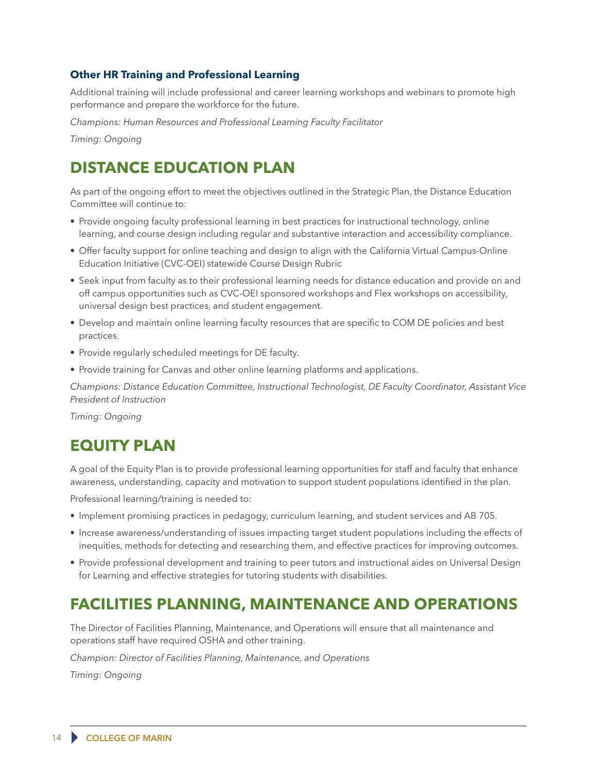### Other HR Training and Professional Learning

Additional training will include professional and career learning workshops and webinars to promote high performance and prepare the workforce for the future.

*Champions: Human Resources and Professional Learning Faculty Facilitator*

*Timing: Ongoing*

## DISTANCE EDUCATION PLAN

As part of the ongoing effort to meet the objectives outlined in the Strategic Plan, the Distance Education Committee will continue to:

- Provide ongoing faculty professional learning in best practices for instructional technology, online learning, and course design including regular and substantive interaction and accessibility compliance.
- Offer faculty support for online teaching and design to align with the California Virtual Campus-Online Education Initiative (CVC-OEI) statewide Course Design Rubric
- Seek input from faculty as to their professional learning needs for distance education and provide on and off campus opportunities such as CVC-OEI sponsored workshops and Flex workshops on accessibility, universal design best practices, and student engagement.
- Develop and maintain online learning faculty resources that are specific to COM DE policies and best practices.
- Provide regularly scheduled meetings for DE faculty.
- Provide training for Canvas and other online learning platforms and applications.

*Champions: Distance Education Committee, Instructional Technologist, DE Faculty Coordinator, Assistant Vice President of Instruction*

*Timing: Ongoing*

## EQUITY PLAN

A goal of the Equity Plan is to provide professional learning opportunities for staff and faculty that enhance awareness, understanding, capacity and motivation to support student populations identified in the plan.

Professional learning/training is needed to:

- Implement promising practices in pedagogy, curriculum learning, and student services and AB 705.
- Increase awareness/understanding of issues impacting target student populations including the effects of inequities, methods for detecting and researching them, and effective practices for improving outcomes.
- Provide professional development and training to peer tutors and instructional aides on Universal Design for Learning and effective strategies for tutoring students with disabilities.

## FACILITIES PLANNING, MAINTENANCE AND OPERATIONS

The Director of Facilities Planning, Maintenance, and Operations will ensure that all maintenance and operations staff have required OSHA and other training.

*Champion: Director of Facilities Planning, Maintenance, and Operations*

*Timing: Ongoing*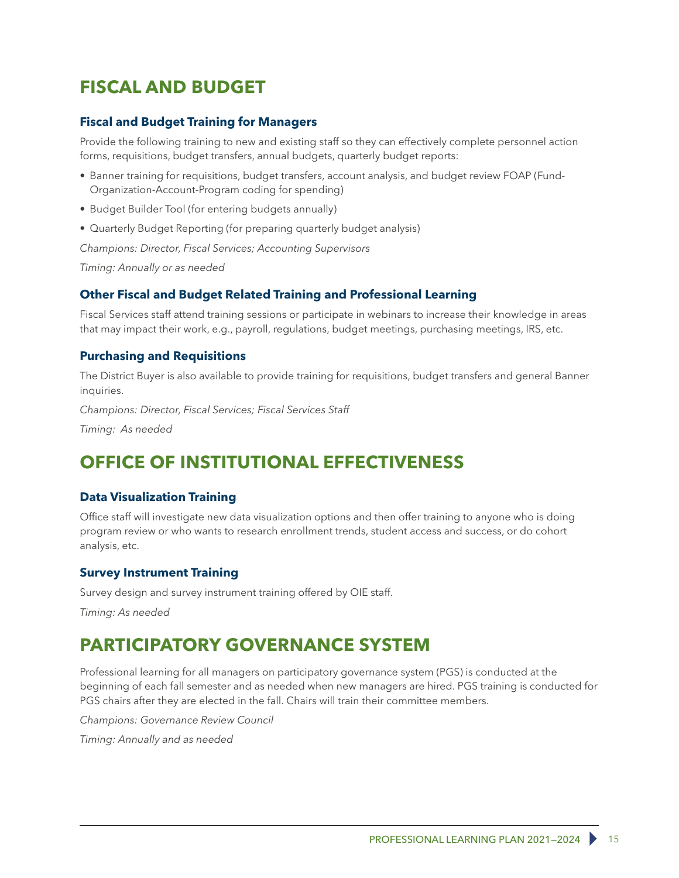## FISCAL AND BUDGET

### Fiscal and Budget Training for Managers

Provide the following training to new and existing staff so they can effectively complete personnel action forms, requisitions, budget transfers, annual budgets, quarterly budget reports:

- Banner training for requisitions, budget transfers, account analysis, and budget review FOAP (Fund-Organization-Account-Program coding for spending)
- Budget Builder Tool (for entering budgets annually)
- Quarterly Budget Reporting (for preparing quarterly budget analysis)

*Champions: Director, Fiscal Services; Accounting Supervisors*

*Timing: Annually or as needed*

### Other Fiscal and Budget Related Training and Professional Learning

Fiscal Services staff attend training sessions or participate in webinars to increase their knowledge in areas that may impact their work, e.g., payroll, regulations, budget meetings, purchasing meetings, IRS, etc.

### Purchasing and Requisitions

The District Buyer is also available to provide training for requisitions, budget transfers and general Banner inquiries.

*Champions: Director, Fiscal Services; Fiscal Services Staff*

*Timing: As needed*

## OFFICE OF INSTITUTIONAL EFFECTIVENESS

### Data Visualization Training

Office staff will investigate new data visualization options and then offer training to anyone who is doing program review or who wants to research enrollment trends, student access and success, or do cohort analysis, etc.

### Survey Instrument Training

Survey design and survey instrument training offered by OIE staff.

*Timing: As needed*

## PARTICIPATORY GOVERNANCE SYSTEM

Professional learning for all managers on participatory governance system (PGS) is conducted at the beginning of each fall semester and as needed when new managers are hired. PGS training is conducted for PGS chairs after they are elected in the fall. Chairs will train their committee members.

*Champions: Governance Review Council*

*Timing: Annually and as needed*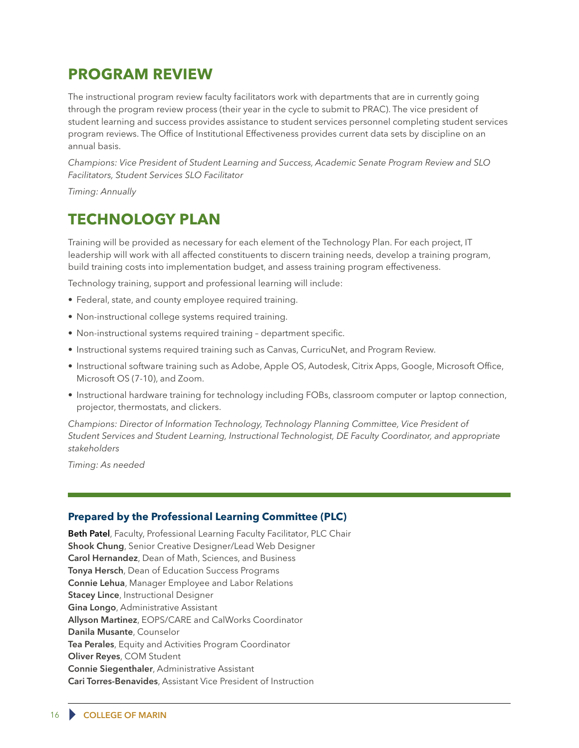## PROGRAM REVIEW

The instructional program review faculty facilitators work with departments that are in currently going through the program review process (their year in the cycle to submit to PRAC). The vice president of student learning and success provides assistance to student services personnel completing student services program reviews. The Office of Institutional Effectiveness provides current data sets by discipline on an annual basis.

*Champions: Vice President of Student Learning and Success, Academic Senate Program Review and SLO Facilitators, Student Services SLO Facilitator*

*Timing: Annually*

## TECHNOLOGY PLAN

Training will be provided as necessary for each element of the Technology Plan. For each project, IT leadership will work with all affected constituents to discern training needs, develop a training program, build training costs into implementation budget, and assess training program effectiveness.

Technology training, support and professional learning will include:

- Federal, state, and county employee required training.
- Non-instructional college systems required training.
- Non-instructional systems required training – department specific.
- Instructional systems required training such as Canvas, CurricuNet, and Program Review.
- Instructional software training such as Adobe, Apple OS, Autodesk, Citrix Apps, Google, Microsoft Office, Microsoft OS (7-10), and Zoom.
- Instructional hardware training for technology including FOBs, classroom computer or laptop connection, projector, thermostats, and clickers.

*Champions: Director of Information Technology, Technology Planning Committee, Vice President of Student Services and Student Learning, Instructional Technologist, DE Faculty Coordinator, and appropriate stakeholders*

*Timing: As needed*

---

### Prepared by the Professional Learning Committee (PLC)

**Beth Patel**, Faculty, Professional Learning Faculty Facilitator, PLC Chair
**Shook Chung**, Senior Creative Designer/Lead Web Designer
**Carol Hernandez**, Dean of Math, Sciences, and Business
**Tonya Hersch**, Dean of Education Success Programs
**Connie Lehua**, Manager Employee and Labor Relations
**Stacey Lince**, Instructional Designer
**Gina Longo**, Administrative Assistant
**Allyson Martinez**, EOPS/CARE and CalWorks Coordinator
**Danila Musante**, Counselor
**Tea Perales**, Equity and Activities Program Coordinator
**Oliver Reyes**, COM Student
**Connie Siegenthaler**, Administrative Assistant
**Cari Torres-Benavides**, Assistant Vice President of Instruction